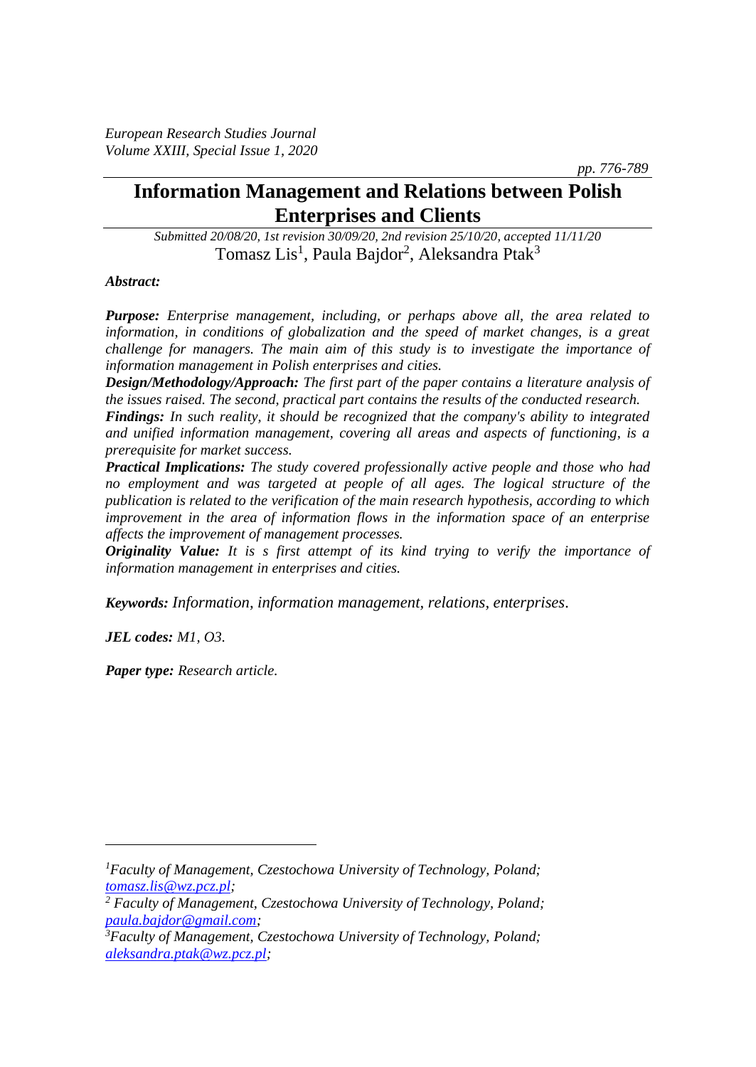# Information Management and Relations between Polish Enterprises and Clients

*Submitted 20/08/20, 1st revision 30/09/20, 2nd revision 25/10/20, accepted 11/11/20*

Tomasz Lis[1], Paula Bajdor[2], Aleksandra Ptak[3]

***Abstract:***

***Purpose:*** *Enterprise management, including, or perhaps above all, the area related to information, in conditions of globalization and the speed of market changes, is a great challenge for managers. The main aim of this study is to investigate the importance of information management in Polish enterprises and cities.*

***Design/Methodology/Approach:*** *The first part of the paper contains a literature analysis of the issues raised. The second, practical part contains the results of the conducted research.*

***Findings:*** *In such reality, it should be recognized that the company's ability to integrated and unified information management, covering all areas and aspects of functioning, is a prerequisite for market success.*

***Practical Implications:*** *The study covered professionally active people and those who had no employment and was targeted at people of all ages. The logical structure of the publication is related to the verification of the main research hypothesis, according to which improvement in the area of information flows in the information space of an enterprise affects the improvement of management processes.*

***Originality Value:*** *It is s first attempt of its kind trying to verify the importance of information management in enterprises and cities.*

***Keywords:*** *Information, information management, relations, enterprises.*

***JEL codes:*** *M1, O3.*

***Paper type:*** *Research article.*

---

[1] *Faculty of Management, Czestochowa University of Technology, Poland; tomasz.lis@wz.pcz.pl;*

[2] *Faculty of Management, Czestochowa University of Technology, Poland; paula.bajdor@gmail.com;*

[3] *Faculty of Management, Czestochowa University of Technology, Poland; aleksandra.ptak@wz.pcz.pl;*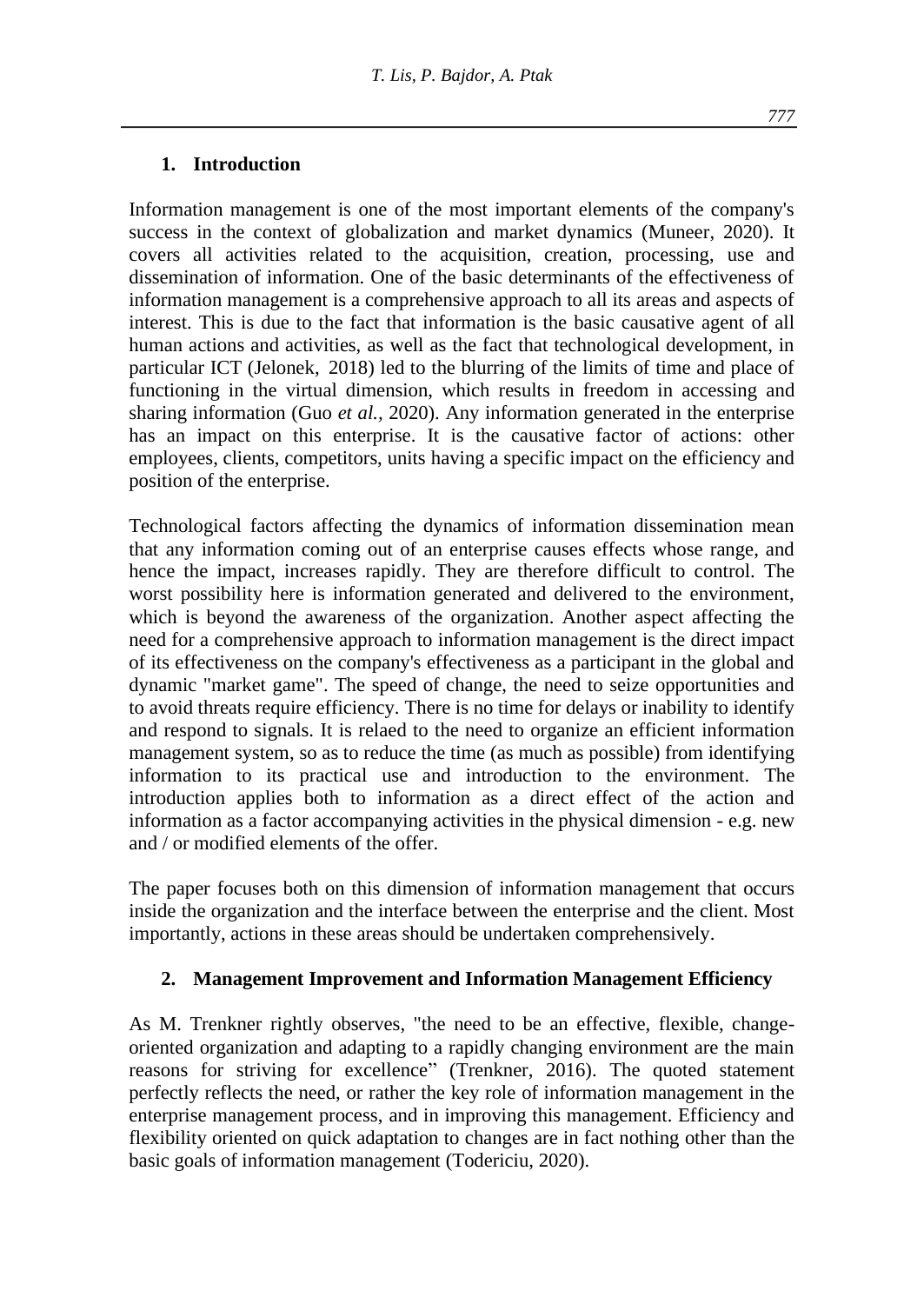## 1. Introduction

Information management is one of the most important elements of the company's success in the context of globalization and market dynamics (Muneer, 2020). It covers all activities related to the acquisition, creation, processing, use and dissemination of information. One of the basic determinants of the effectiveness of information management is a comprehensive approach to all its areas and aspects of interest. This is due to the fact that information is the basic causative agent of all human actions and activities, as well as the fact that technological development, in particular ICT (Jelonek, 2018) led to the blurring of the limits of time and place of functioning in the virtual dimension, which results in freedom in accessing and sharing information (Guo *et al.*, 2020). Any information generated in the enterprise has an impact on this enterprise. It is the causative factor of actions: other employees, clients, competitors, units having a specific impact on the efficiency and position of the enterprise.

Technological factors affecting the dynamics of information dissemination mean that any information coming out of an enterprise causes effects whose range, and hence the impact, increases rapidly. They are therefore difficult to control. The worst possibility here is information generated and delivered to the environment, which is beyond the awareness of the organization. Another aspect affecting the need for a comprehensive approach to information management is the direct impact of its effectiveness on the company's effectiveness as a participant in the global and dynamic "market game". The speed of change, the need to seize opportunities and to avoid threats require efficiency. There is no time for delays or inability to identify and respond to signals. It is relaed to the need to organize an efficient information management system, so as to reduce the time (as much as possible) from identifying information to its practical use and introduction to the environment. The introduction applies both to information as a direct effect of the action and information as a factor accompanying activities in the physical dimension - e.g. new and / or modified elements of the offer.

The paper focuses both on this dimension of information management that occurs inside the organization and the interface between the enterprise and the client. Most importantly, actions in these areas should be undertaken comprehensively.

## 2. Management Improvement and Information Management Efficiency

As M. Trenkner rightly observes, "the need to be an effective, flexible, change-oriented organization and adapting to a rapidly changing environment are the main reasons for striving for excellence" (Trenkner, 2016). The quoted statement perfectly reflects the need, or rather the key role of information management in the enterprise management process, and in improving this management. Efficiency and flexibility oriented on quick adaptation to changes are in fact nothing other than the basic goals of information management (Todericiu, 2020).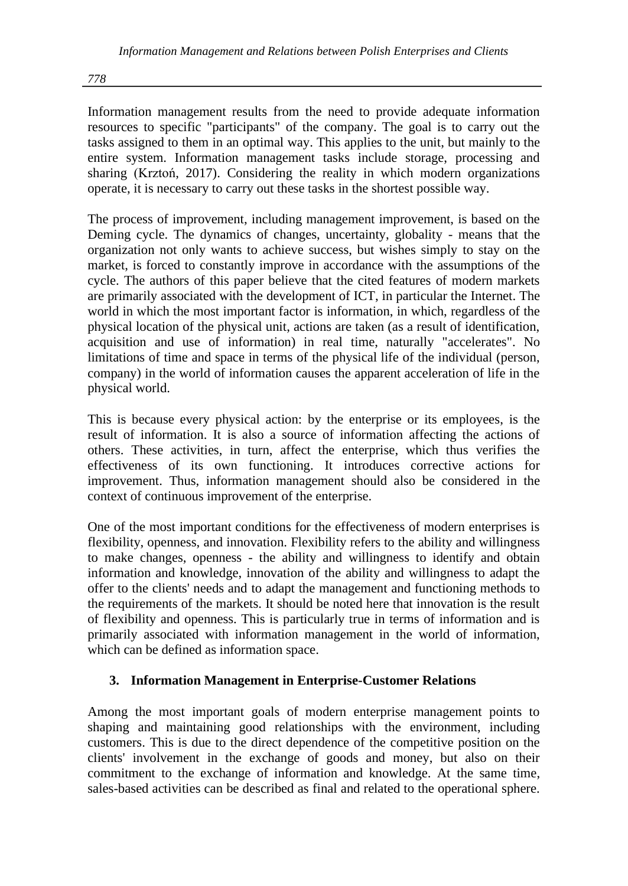Information management results from the need to provide adequate information resources to specific "participants" of the company. The goal is to carry out the tasks assigned to them in an optimal way. This applies to the unit, but mainly to the entire system. Information management tasks include storage, processing and sharing (Krztoń, 2017). Considering the reality in which modern organizations operate, it is necessary to carry out these tasks in the shortest possible way.

The process of improvement, including management improvement, is based on the Deming cycle. The dynamics of changes, uncertainty, globality - means that the organization not only wants to achieve success, but wishes simply to stay on the market, is forced to constantly improve in accordance with the assumptions of the cycle. The authors of this paper believe that the cited features of modern markets are primarily associated with the development of ICT, in particular the Internet. The world in which the most important factor is information, in which, regardless of the physical location of the physical unit, actions are taken (as a result of identification, acquisition and use of information) in real time, naturally "accelerates". No limitations of time and space in terms of the physical life of the individual (person, company) in the world of information causes the apparent acceleration of life in the physical world.

This is because every physical action: by the enterprise or its employees, is the result of information. It is also a source of information affecting the actions of others. These activities, in turn, affect the enterprise, which thus verifies the effectiveness of its own functioning. It introduces corrective actions for improvement. Thus, information management should also be considered in the context of continuous improvement of the enterprise.

One of the most important conditions for the effectiveness of modern enterprises is flexibility, openness, and innovation. Flexibility refers to the ability and willingness to make changes, openness - the ability and willingness to identify and obtain information and knowledge, innovation of the ability and willingness to adapt the offer to the clients' needs and to adapt the management and functioning methods to the requirements of the markets. It should be noted here that innovation is the result of flexibility and openness. This is particularly true in terms of information and is primarily associated with information management in the world of information, which can be defined as information space.

## 3. Information Management in Enterprise-Customer Relations

Among the most important goals of modern enterprise management points to shaping and maintaining good relationships with the environment, including customers. This is due to the direct dependence of the competitive position on the clients' involvement in the exchange of goods and money, but also on their commitment to the exchange of information and knowledge. At the same time, sales-based activities can be described as final and related to the operational sphere.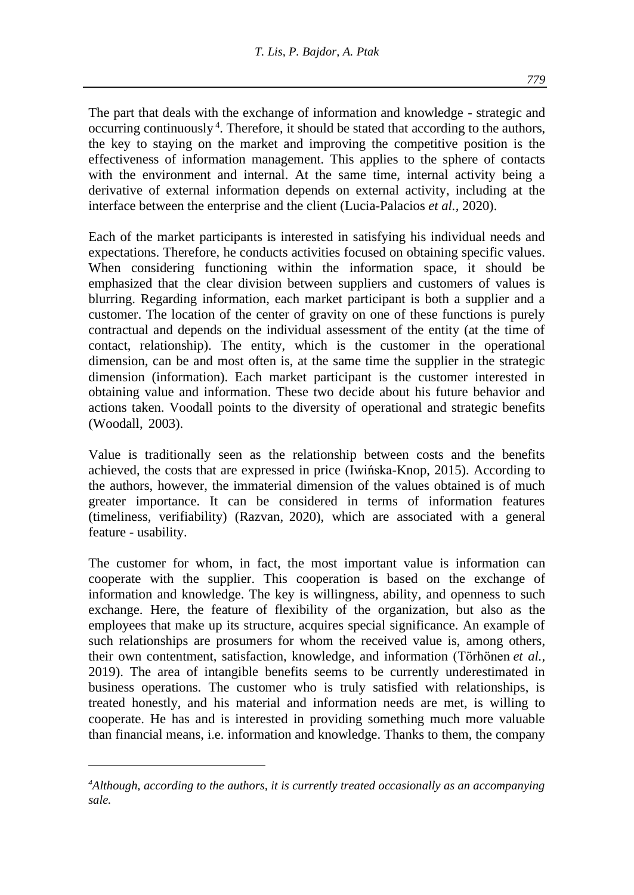The part that deals with the exchange of information and knowledge - strategic and occurring continuously [4]. Therefore, it should be stated that according to the authors, the key to staying on the market and improving the competitive position is the effectiveness of information management. This applies to the sphere of contacts with the environment and internal. At the same time, internal activity being a derivative of external information depends on external activity, including at the interface between the enterprise and the client (Lucia-Palacios *et al.*, 2020).

Each of the market participants is interested in satisfying his individual needs and expectations. Therefore, he conducts activities focused on obtaining specific values. When considering functioning within the information space, it should be emphasized that the clear division between suppliers and customers of values is blurring. Regarding information, each market participant is both a supplier and a customer. The location of the center of gravity on one of these functions is purely contractual and depends on the individual assessment of the entity (at the time of contact, relationship). The entity, which is the customer in the operational dimension, can be and most often is, at the same time the supplier in the strategic dimension (information). Each market participant is the customer interested in obtaining value and information. These two decide about his future behavior and actions taken. Voodall points to the diversity of operational and strategic benefits (Woodall, 2003).

Value is traditionally seen as the relationship between costs and the benefits achieved, the costs that are expressed in price (Iwińska-Knop, 2015). According to the authors, however, the immaterial dimension of the values obtained is of much greater importance. It can be considered in terms of information features (timeliness, verifiability) (Razvan, 2020), which are associated with a general feature - usability.

The customer for whom, in fact, the most important value is information can cooperate with the supplier. This cooperation is based on the exchange of information and knowledge. The key is willingness, ability, and openness to such exchange. Here, the feature of flexibility of the organization, but also as the employees that make up its structure, acquires special significance. An example of such relationships are prosumers for whom the received value is, among others, their own contentment, satisfaction, knowledge, and information (Törhönen *et al.*, 2019). The area of intangible benefits seems to be currently underestimated in business operations. The customer who is truly satisfied with relationships, is treated honestly, and his material and information needs are met, is willing to cooperate. He has and is interested in providing something much more valuable than financial means, i.e. information and knowledge. Thanks to them, the company

---

[4] *Although, according to the authors, it is currently treated occasionally as an accompanying sale.*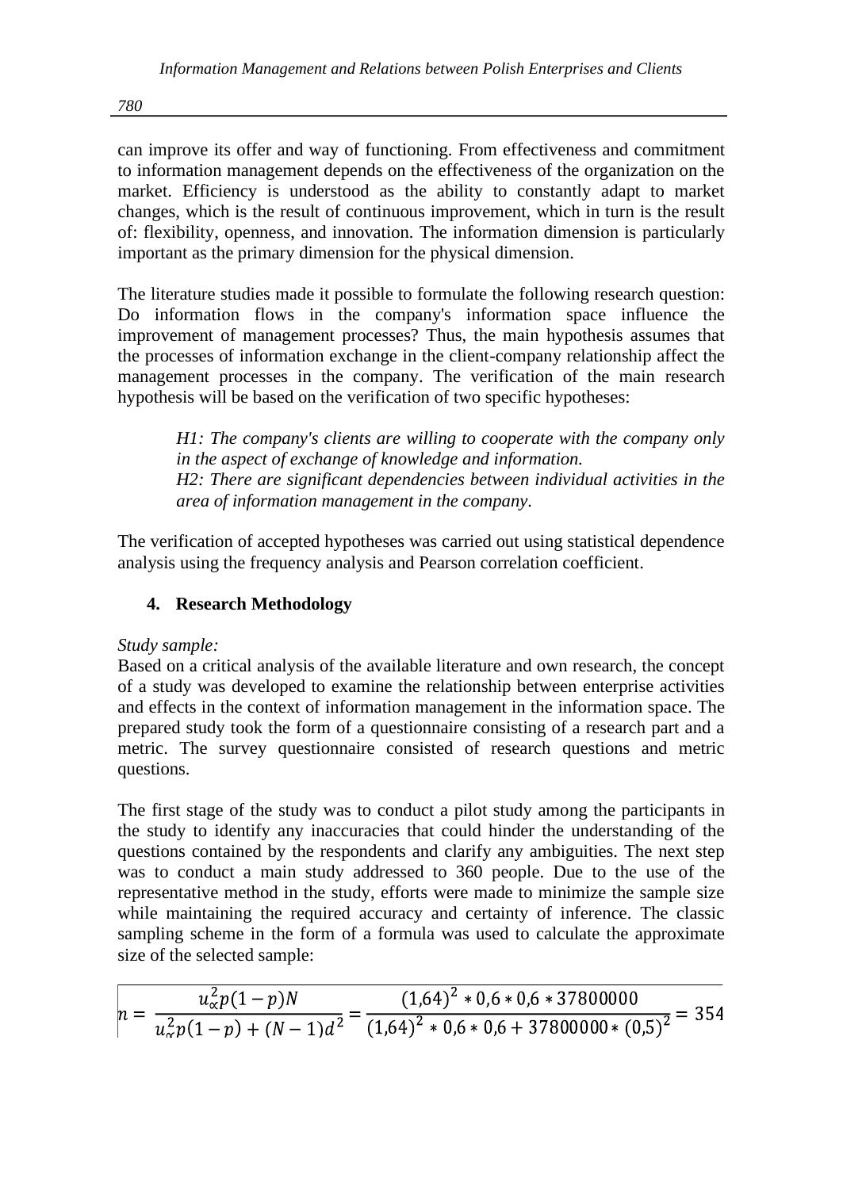can improve its offer and way of functioning. From effectiveness and commitment to information management depends on the effectiveness of the organization on the market. Efficiency is understood as the ability to constantly adapt to market changes, which is the result of continuous improvement, which in turn is the result of: flexibility, openness, and innovation. The information dimension is particularly important as the primary dimension for the physical dimension.

The literature studies made it possible to formulate the following research question: Do information flows in the company's information space influence the improvement of management processes? Thus, the main hypothesis assumes that the processes of information exchange in the client-company relationship affect the management processes in the company. The verification of the main research hypothesis will be based on the verification of two specific hypotheses:

> *H1: The company's clients are willing to cooperate with the company only in the aspect of exchange of knowledge and information.*
> *H2: There are significant dependencies between individual activities in the area of information management in the company.*

The verification of accepted hypotheses was carried out using statistical dependence analysis using the frequency analysis and Pearson correlation coefficient.

## 4. Research Methodology

*Study sample:*
Based on a critical analysis of the available literature and own research, the concept of a study was developed to examine the relationship between enterprise activities and effects in the context of information management in the information space. The prepared study took the form of a questionnaire consisting of a research part and a metric. The survey questionnaire consisted of research questions and metric questions.

The first stage of the study was to conduct a pilot study among the participants in the study to identify any inaccuracies that could hinder the understanding of the questions contained by the respondents and clarify any ambiguities. The next step was to conduct a main study addressed to 360 people. Due to the use of the representative method in the study, efforts were made to minimize the sample size while maintaining the required accuracy and certainty of inference. The classic sampling scheme in the form of a formula was used to calculate the approximate size of the selected sample:

$$n = \frac{u_{\alpha}^{2} p(1-p)N}{u_{\alpha}^{2} p(1-p) + (N-1)d^{2}} = \frac{(1,64)^{2} * 0,6 * 0,6 * 37800000}{(1,64)^{2} * 0,6 * 0,6 + 37800000 * (0,5)^{2}} = 354$$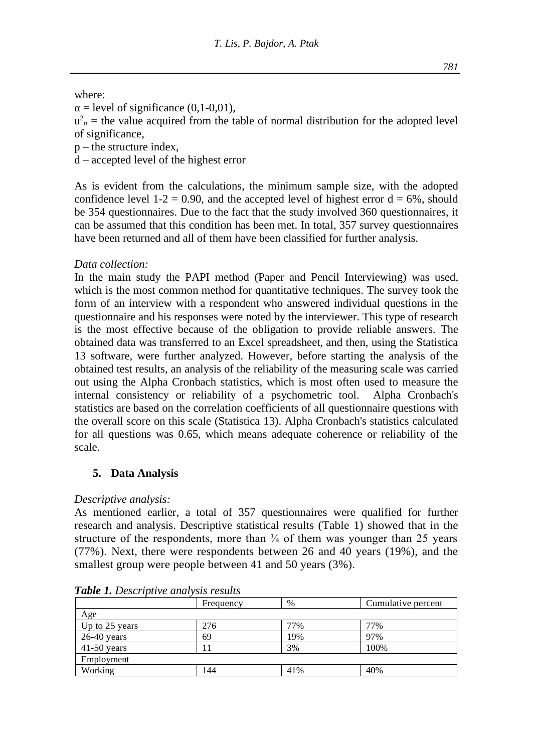where:

$\alpha$ = level of significance (0,1-0,01),

$u^2_\alpha$ = the value acquired from the table of normal distribution for the adopted level of significance,

p – the structure index,

d – accepted level of the highest error

As is evident from the calculations, the minimum sample size, with the adopted confidence level 1-2 = 0.90, and the accepted level of highest error d = 6%, should be 354 questionnaires. Due to the fact that the study involved 360 questionnaires, it can be assumed that this condition has been met. In total, 357 survey questionnaires have been returned and all of them have been classified for further analysis.

*Data collection:*

In the main study the PAPI method (Paper and Pencil Interviewing) was used, which is the most common method for quantitative techniques. The survey took the form of an interview with a respondent who answered individual questions in the questionnaire and his responses were noted by the interviewer. This type of research is the most effective because of the obligation to provide reliable answers. The obtained data was transferred to an Excel spreadsheet, and then, using the Statistica 13 software, were further analyzed. However, before starting the analysis of the obtained test results, an analysis of the reliability of the measuring scale was carried out using the Alpha Cronbach statistics, which is most often used to measure the internal consistency or reliability of a psychometric tool. Alpha Cronbach's statistics are based on the correlation coefficients of all questionnaire questions with the overall score on this scale (Statistica 13). Alpha Cronbach's statistics calculated for all questions was 0.65, which means adequate coherence or reliability of the scale.

## 5. Data Analysis

*Descriptive analysis:*

As mentioned earlier, a total of 357 questionnaires were qualified for further research and analysis. Descriptive statistical results (Table 1) showed that in the structure of the respondents, more than ¾ of them was younger than 25 years (77%). Next, there were respondents between 26 and 40 years (19%), and the smallest group were people between 41 and 50 years (3%).

***Table 1.*** *Descriptive analysis results*

| | Frequency | % | Cumulative percent |
|---|---|---|---|
| Age | | | |
| Up to 25 years | 276 | 77% | 77% |
| 26-40 years | 69 | 19% | 97% |
| 41-50 years | 11 | 3% | 100% |
| Employment | | | |
| Working | 144 | 41% | 40% |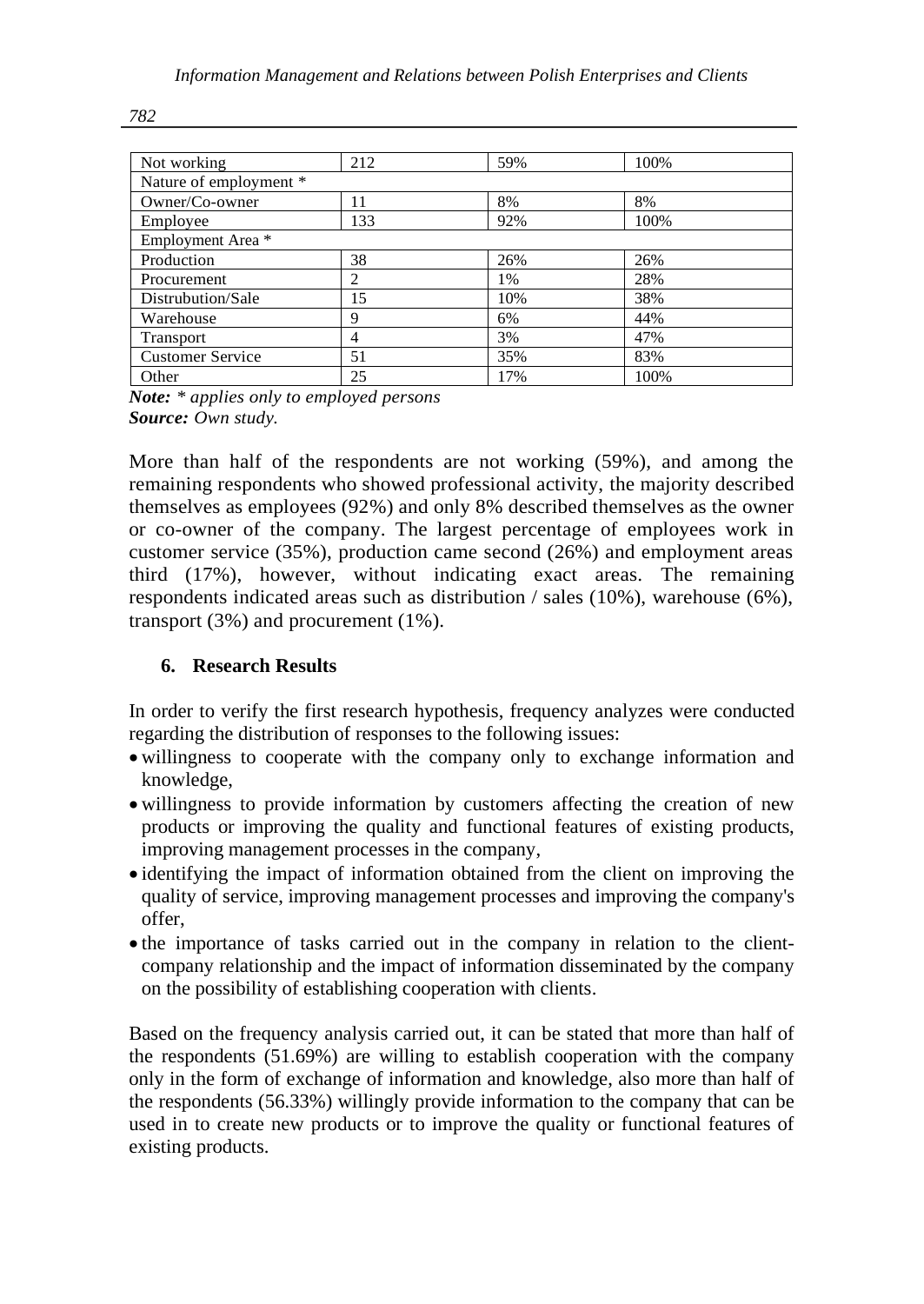| Not working | 212 | 59% | 100% |
|---|---|---|---|
| Nature of employment * | | | |
| Owner/Co-owner | 11 | 8% | 8% |
| Employee | 133 | 92% | 100% |
| Employment Area * | | | |
| Production | 38 | 26% | 26% |
| Procurement | 2 | 1% | 28% |
| Distrubution/Sale | 15 | 10% | 38% |
| Warehouse | 9 | 6% | 44% |
| Transport | 4 | 3% | 47% |
| Customer Service | 51 | 35% | 83% |
| Other | 25 | 17% | 100% |

***Note:*** *\* applies only to employed persons*
***Source:*** *Own study.*

More than half of the respondents are not working (59%), and among the remaining respondents who showed professional activity, the majority described themselves as employees (92%) and only 8% described themselves as the owner or co-owner of the company. The largest percentage of employees work in customer service (35%), production came second (26%) and employment areas third (17%), however, without indicating exact areas. The remaining respondents indicated areas such as distribution / sales (10%), warehouse (6%), transport (3%) and procurement (1%).

## 6. Research Results

In order to verify the first research hypothesis, frequency analyzes were conducted regarding the distribution of responses to the following issues:

- willingness to cooperate with the company only to exchange information and knowledge,
- willingness to provide information by customers affecting the creation of new products or improving the quality and functional features of existing products, improving management processes in the company,
- identifying the impact of information obtained from the client on improving the quality of service, improving management processes and improving the company's offer,
- the importance of tasks carried out in the company in relation to the client-company relationship and the impact of information disseminated by the company on the possibility of establishing cooperation with clients.

Based on the frequency analysis carried out, it can be stated that more than half of the respondents (51.69%) are willing to establish cooperation with the company only in the form of exchange of information and knowledge, also more than half of the respondents (56.33%) willingly provide information to the company that can be used in to create new products or to improve the quality or functional features of existing products.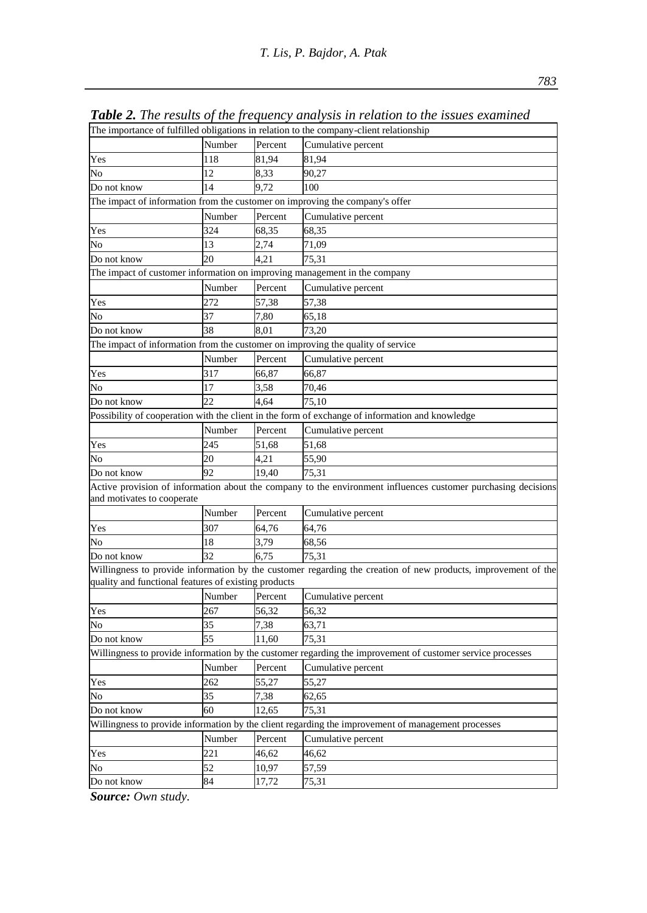***Table 2.*** *The results of the frequency analysis in relation to the issues examined*

| The importance of fulfilled obligations in relation to the company-client relationship | | | |
|---|---|---|---|
| | Number | Percent | Cumulative percent |
| Yes | 118 | 81,94 | 81,94 |
| No | 12 | 8,33 | 90,27 |
| Do not know | 14 | 9,72 | 100 |
| The impact of information from the customer on improving the company's offer | | | |
| | Number | Percent | Cumulative percent |
| Yes | 324 | 68,35 | 68,35 |
| No | 13 | 2,74 | 71,09 |
| Do not know | 20 | 4,21 | 75,31 |
| The impact of customer information on improving management in the company | | | |
| | Number | Percent | Cumulative percent |
| Yes | 272 | 57,38 | 57,38 |
| No | 37 | 7,80 | 65,18 |
| Do not know | 38 | 8,01 | 73,20 |
| The impact of information from the customer on improving the quality of service | | | |
| | Number | Percent | Cumulative percent |
| Yes | 317 | 66,87 | 66,87 |
| No | 17 | 3,58 | 70,46 |
| Do not know | 22 | 4,64 | 75,10 |
| Possibility of cooperation with the client in the form of exchange of information and knowledge | | | |
| | Number | Percent | Cumulative percent |
| Yes | 245 | 51,68 | 51,68 |
| No | 20 | 4,21 | 55,90 |
| Do not know | 92 | 19,40 | 75,31 |
| Active provision of information about the company to the environment influences customer purchasing decisions and motivates to cooperate | | | |
| | Number | Percent | Cumulative percent |
| Yes | 307 | 64,76 | 64,76 |
| No | 18 | 3,79 | 68,56 |
| Do not know | 32 | 6,75 | 75,31 |
| Willingness to provide information by the customer regarding the creation of new products, improvement of the quality and functional features of existing products | | | |
| | Number | Percent | Cumulative percent |
| Yes | 267 | 56,32 | 56,32 |
| No | 35 | 7,38 | 63,71 |
| Do not know | 55 | 11,60 | 75,31 |
| Willingness to provide information by the customer regarding the improvement of customer service processes | | | |
| | Number | Percent | Cumulative percent |
| Yes | 262 | 55,27 | 55,27 |
| No | 35 | 7,38 | 62,65 |
| Do not know | 60 | 12,65 | 75,31 |
| Willingness to provide information by the client regarding the improvement of management processes | | | |
| | Number | Percent | Cumulative percent |
| Yes | 221 | 46,62 | 46,62 |
| No | 52 | 10,97 | 57,59 |
| Do not know | 84 | 17,72 | 75,31 |

***Source:*** *Own study.*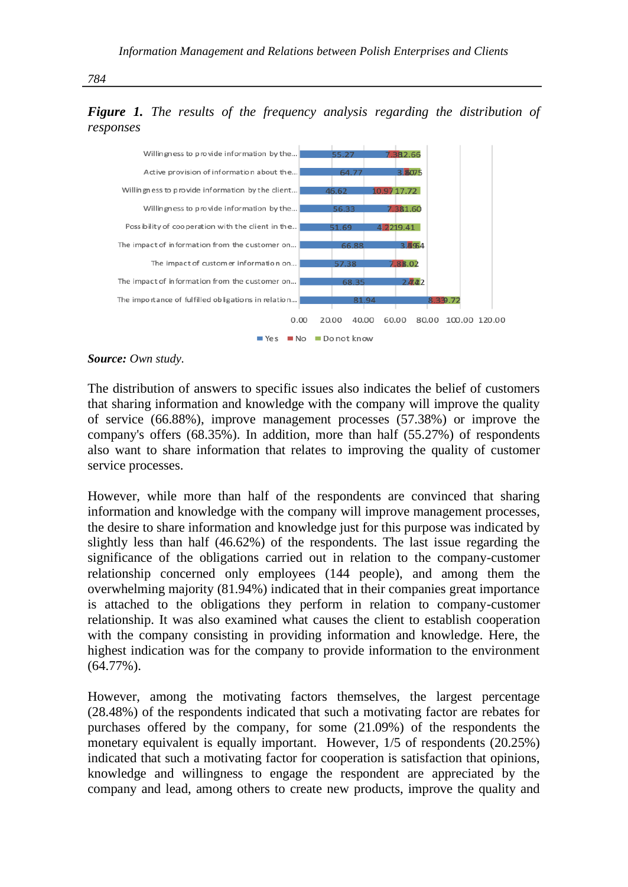***Figure 1.*** *The results of the frequency analysis regarding the distribution of responses*

| | Yes | No | Do not know |
|---|---|---|---|
| Willingness to provide information by the... | 55.27 | 7.38 | 12.66 |
| Active provision of information about the... | 64.77 | 3.80 | 75 |
| Willingness to provide information by the client... | 46.62 | 10.97 | 17.72 |
| Willingness to provide information by the... | 56.33 | 7.38 | 31.60 |
| Possibility of cooperation with the client in the... | 51.69 | 4.22 | 19.41 |
| The impact of information from the customer on... | 66.88 | 3.59 | 64 |
| The impact of customer information on... | 57.38 | 7.38 | 8.02 |
| The impact of information from the customer on... | 68.35 | 2.74 | 42 |
| The importance of fulfilled obligations in relation... | 81.94 | 8.33 | 9.72 |

***Source:*** *Own study.*

The distribution of answers to specific issues also indicates the belief of customers that sharing information and knowledge with the company will improve the quality of service (66.88%), improve management processes (57.38%) or improve the company's offers (68.35%). In addition, more than half (55.27%) of respondents also want to share information that relates to improving the quality of customer service processes.

However, while more than half of the respondents are convinced that sharing information and knowledge with the company will improve management processes, the desire to share information and knowledge just for this purpose was indicated by slightly less than half (46.62%) of the respondents. The last issue regarding the significance of the obligations carried out in relation to the company-customer relationship concerned only employees (144 people), and among them the overwhelming majority (81.94%) indicated that in their companies great importance is attached to the obligations they perform in relation to company-customer relationship. It was also examined what causes the client to establish cooperation with the company consisting in providing information and knowledge. Here, the highest indication was for the company to provide information to the environment (64.77%).

However, among the motivating factors themselves, the largest percentage (28.48%) of the respondents indicated that such a motivating factor are rebates for purchases offered by the company, for some (21.09%) of the respondents the monetary equivalent is equally important. However, 1/5 of respondents (20.25%) indicated that such a motivating factor for cooperation is satisfaction that opinions, knowledge and willingness to engage the respondent are appreciated by the company and lead, among others to create new products, improve the quality and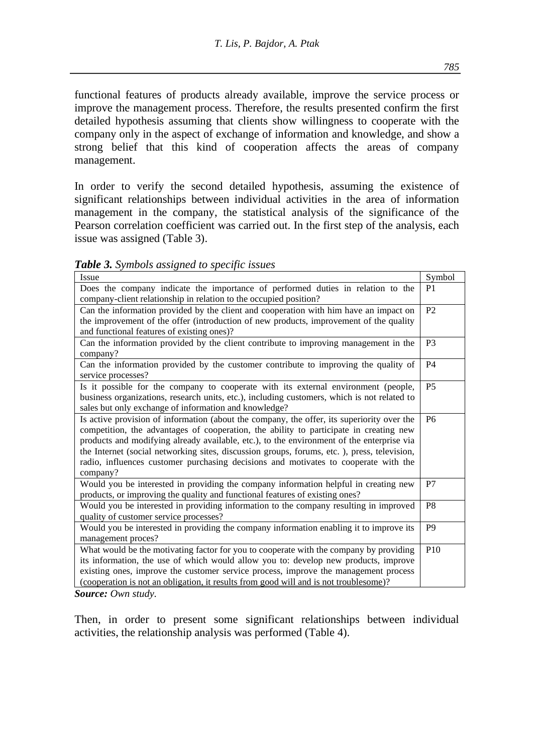functional features of products already available, improve the service process or improve the management process. Therefore, the results presented confirm the first detailed hypothesis assuming that clients show willingness to cooperate with the company only in the aspect of exchange of information and knowledge, and show a strong belief that this kind of cooperation affects the areas of company management.

In order to verify the second detailed hypothesis, assuming the existence of significant relationships between individual activities in the area of information management in the company, the statistical analysis of the significance of the Pearson correlation coefficient was carried out. In the first step of the analysis, each issue was assigned (Table 3).

***Table 3.*** *Symbols assigned to specific issues*

| Issue | Symbol |
|---|---|
| Does the company indicate the importance of performed duties in relation to the company-client relationship in relation to the occupied position? | P1 |
| Can the information provided by the client and cooperation with him have an impact on the improvement of the offer (introduction of new products, improvement of the quality and functional features of existing ones)? | P2 |
| Can the information provided by the client contribute to improving management in the company? | P3 |
| Can the information provided by the customer contribute to improving the quality of service processes? | P4 |
| Is it possible for the company to cooperate with its external environment (people, business organizations, research units, etc.), including customers, which is not related to sales but only exchange of information and knowledge? | P5 |
| Is active provision of information (about the company, the offer, its superiority over the competition, the advantages of cooperation, the ability to participate in creating new products and modifying already available, etc.), to the environment of the enterprise via the Internet (social networking sites, discussion groups, forums, etc. ), press, television, radio, influences customer purchasing decisions and motivates to cooperate with the company? | P6 |
| Would you be interested in providing the company information helpful in creating new products, or improving the quality and functional features of existing ones? | P7 |
| Would you be interested in providing information to the company resulting in improved quality of customer service processes? | P8 |
| Would you be interested in providing the company information enabling it to improve its management proces? | P9 |
| What would be the motivating factor for you to cooperate with the company by providing its information, the use of which would allow you to: develop new products, improve existing ones, improve the customer service process, improve the management process (cooperation is not an obligation, it results from good will and is not troublesome)? | P10 |

***Source:*** *Own study.*

Then, in order to present some significant relationships between individual activities, the relationship analysis was performed (Table 4).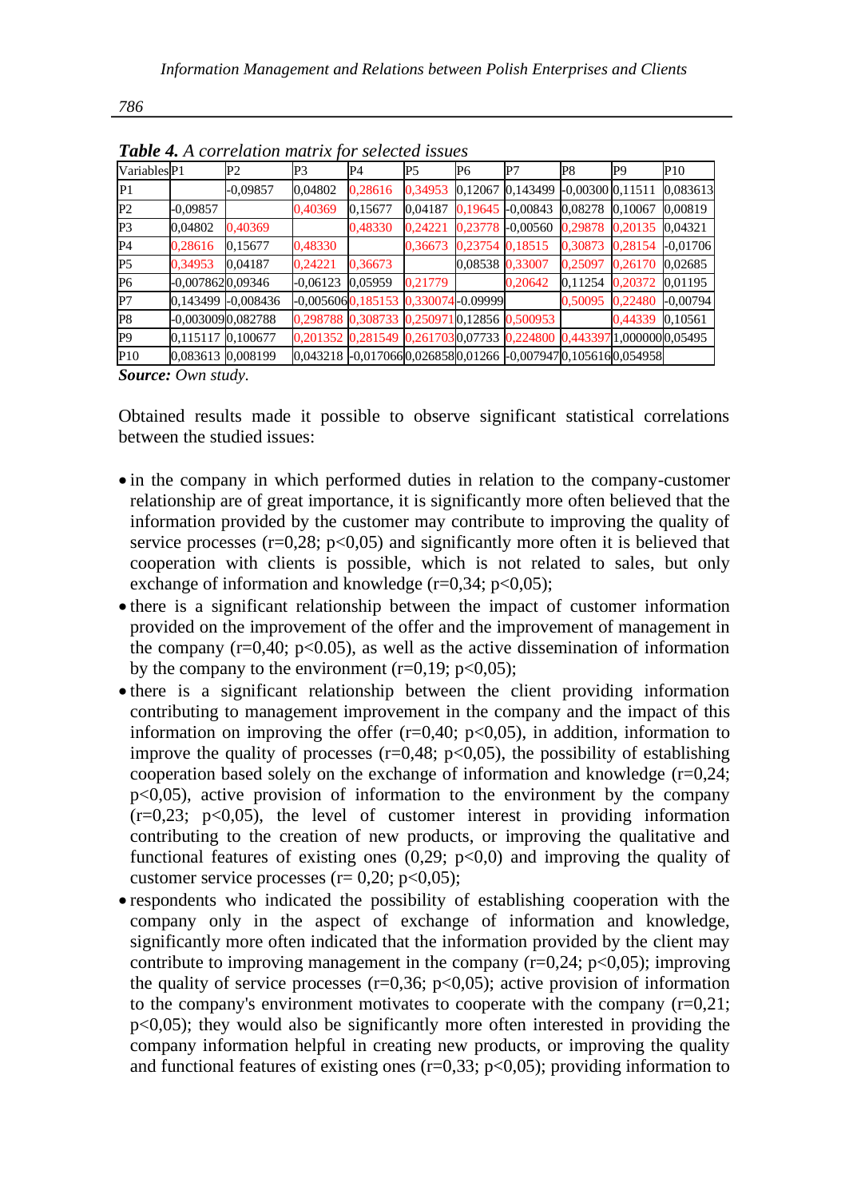**Table 4.** *A correlation matrix for selected issues*

| Variables | P1 | P2 | P3 | P4 | P5 | P6 | P7 | P8 | P9 | P10 |
|---|---|---|---|---|---|---|---|---|---|---|
| P1 | | -0,09857 | 0,04802 | 0,28616 | 0,34953 | 0,12067 | 0,143499 | -0,00300 | 0,11511 | 0,083613 |
| P2 | -0,09857 | | 0,40369 | 0,15677 | 0,04187 | 0,19645 | -0,00843 | 0,08278 | 0,10067 | 0,00819 |
| P3 | 0,04802 | 0,40369 | | 0,48330 | 0,24221 | 0,23778 | -0,00560 | 0,29878 | 0,20135 | 0,04321 |
| P4 | 0,28616 | 0,15677 | 0,48330 | | 0,36673 | 0,23754 | 0,18515 | 0,30873 | 0,28154 | -0,01706 |
| P5 | 0,34953 | 0,04187 | 0,24221 | 0,36673 | | 0,08538 | 0,33007 | 0,25097 | 0,26170 | 0,02685 |
| P6 | -0,007862 | 0,09346 | -0,06123 | 0,05959 | 0,21779 | | 0,20642 | 0,11254 | 0,20372 | 0,01195 |
| P7 | 0,143499 | -0,008436 | -0,005606 | 0,185153 | 0,330074 | -0.09999 | | 0,50095 | 0,22480 | -0,00794 |
| P8 | -0,003009 | 0,082788 | 0,298788 | 0,308733 | 0,250971 | 0,12856 | 0,500953 | | 0,44339 | 0,10561 |
| P9 | 0,115117 | 0,100677 | 0,201352 | 0,281549 | 0,261703 | 0,07733 | 0,224800 | 0,443397 | 1,000000 | 0,05495 |
| P10 | 0,083613 | 0,008199 | 0,043218 | -0,017066 | 0,026858 | 0,01266 | -0,007947 | 0,105616 | 0,054958 | |

***Source:*** *Own study.*

Obtained results made it possible to observe significant statistical correlations between the studied issues:

- in the company in which performed duties in relation to the company-customer relationship are of great importance, it is significantly more often believed that the information provided by the customer may contribute to improving the quality of service processes (r=0,28; p<0,05) and significantly more often it is believed that cooperation with clients is possible, which is not related to sales, but only exchange of information and knowledge (r=0,34; p<0,05);
- there is a significant relationship between the impact of customer information provided on the improvement of the offer and the improvement of management in the company (r=0,40; p<0.05), as well as the active dissemination of information by the company to the environment (r=0,19; p<0,05);
- there is a significant relationship between the client providing information contributing to management improvement in the company and the impact of this information on improving the offer (r=0,40; p<0,05), in addition, information to improve the quality of processes (r=0,48; p<0,05), the possibility of establishing cooperation based solely on the exchange of information and knowledge (r=0,24; p<0,05), active provision of information to the environment by the company (r=0,23; p<0,05), the level of customer interest in providing information contributing to the creation of new products, or improving the qualitative and functional features of existing ones (0,29; p<0,0) and improving the quality of customer service processes (r= 0,20; p<0,05);
- respondents who indicated the possibility of establishing cooperation with the company only in the aspect of exchange of information and knowledge, significantly more often indicated that the information provided by the client may contribute to improving management in the company (r=0,24; p<0,05); improving the quality of service processes (r=0,36; p<0,05); active provision of information to the company's environment motivates to cooperate with the company (r=0,21; p<0,05); they would also be significantly more often interested in providing the company information helpful in creating new products, or improving the quality and functional features of existing ones (r=0,33; p<0,05); providing information to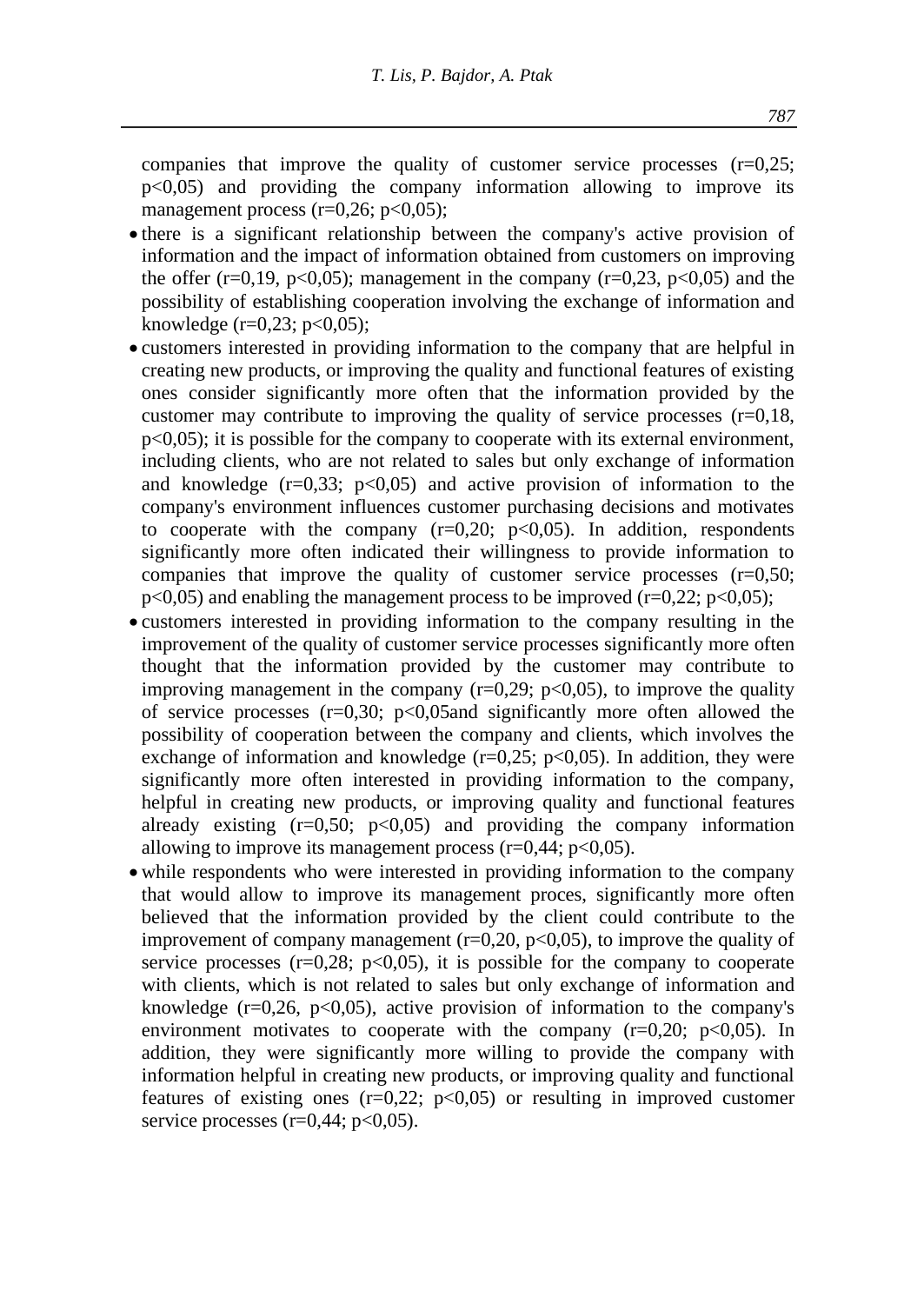companies that improve the quality of customer service processes ($r=0,25$; $p<0,05$) and providing the company information allowing to improve its management process ($r=0,26$; $p<0,05$);

- there is a significant relationship between the company's active provision of information and the impact of information obtained from customers on improving the offer ($r=0,19$, $p<0,05$); management in the company ($r=0,23$, $p<0,05$) and the possibility of establishing cooperation involving the exchange of information and knowledge ($r=0,23$; $p<0,05$);
- customers interested in providing information to the company that are helpful in creating new products, or improving the quality and functional features of existing ones consider significantly more often that the information provided by the customer may contribute to improving the quality of service processes ($r=0,18$, $p<0,05$); it is possible for the company to cooperate with its external environment, including clients, who are not related to sales but only exchange of information and knowledge ($r=0,33$; $p<0,05$) and active provision of information to the company's environment influences customer purchasing decisions and motivates to cooperate with the company ($r=0,20$; $p<0,05$). In addition, respondents significantly more often indicated their willingness to provide information to companies that improve the quality of customer service processes ($r=0,50$; $p<0,05$) and enabling the management process to be improved ($r=0,22$; $p<0,05$);
- customers interested in providing information to the company resulting in the improvement of the quality of customer service processes significantly more often thought that the information provided by the customer may contribute to improving management in the company ($r=0,29$; $p<0,05$), to improve the quality of service processes ($r=0,30$; $p<0,05$and significantly more often allowed the possibility of cooperation between the company and clients, which involves the exchange of information and knowledge ($r=0,25$; $p<0,05$). In addition, they were significantly more often interested in providing information to the company, helpful in creating new products, or improving quality and functional features already existing ($r=0,50$; $p<0,05$) and providing the company information allowing to improve its management process ($r=0,44$; $p<0,05$).
- while respondents who were interested in providing information to the company that would allow to improve its management proces, significantly more often believed that the information provided by the client could contribute to the improvement of company management ($r=0,20$, $p<0,05$), to improve the quality of service processes ($r=0,28$; $p<0,05$), it is possible for the company to cooperate with clients, which is not related to sales but only exchange of information and knowledge ($r=0,26$, $p<0,05$), active provision of information to the company's environment motivates to cooperate with the company ($r=0,20$; $p<0,05$). In addition, they were significantly more willing to provide the company with information helpful in creating new products, or improving quality and functional features of existing ones ($r=0,22$; $p<0,05$) or resulting in improved customer service processes ($r=0,44$; $p<0,05$).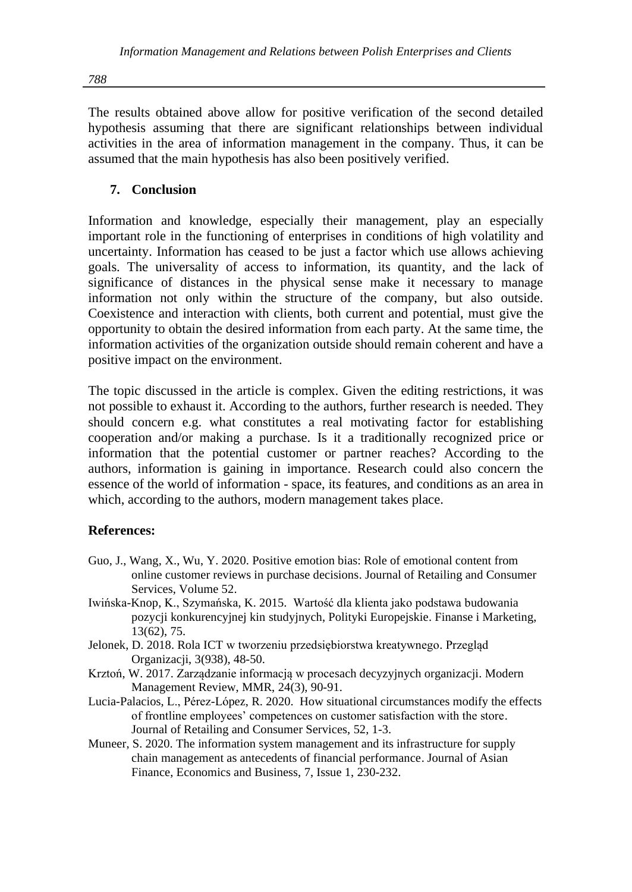The results obtained above allow for positive verification of the second detailed hypothesis assuming that there are significant relationships between individual activities in the area of information management in the company. Thus, it can be assumed that the main hypothesis has also been positively verified.

## 7. Conclusion

Information and knowledge, especially their management, play an especially important role in the functioning of enterprises in conditions of high volatility and uncertainty. Information has ceased to be just a factor which use allows achieving goals. The universality of access to information, its quantity, and the lack of significance of distances in the physical sense make it necessary to manage information not only within the structure of the company, but also outside. Coexistence and interaction with clients, both current and potential, must give the opportunity to obtain the desired information from each party. At the same time, the information activities of the organization outside should remain coherent and have a positive impact on the environment.

The topic discussed in the article is complex. Given the editing restrictions, it was not possible to exhaust it. According to the authors, further research is needed. They should concern e.g. what constitutes a real motivating factor for establishing cooperation and/or making a purchase. Is it a traditionally recognized price or information that the potential customer or partner reaches? According to the authors, information is gaining in importance. Research could also concern the essence of the world of information - space, its features, and conditions as an area in which, according to the authors, modern management takes place.

**References:**

Guo, J., Wang, X., Wu, Y. 2020. Positive emotion bias: Role of emotional content from online customer reviews in purchase decisions. Journal of Retailing and Consumer Services, Volume 52.

Iwińska-Knop, K., Szymańska, K. 2015. Wartość dla klienta jako podstawa budowania pozycji konkurencyjnej kin studyjnych, Polityki Europejskie. Finanse i Marketing, 13(62), 75.

Jelonek, D. 2018. Rola ICT w tworzeniu przedsiębiorstwa kreatywnego. Przegląd Organizacji, 3(938), 48-50.

Krztoń, W. 2017. Zarządzanie informacją w procesach decyzyjnych organizacji. Modern Management Review, MMR, 24(3), 90-91.

Lucia-Palacios, L., Pérez-López, R. 2020. How situational circumstances modify the effects of frontline employees' competences on customer satisfaction with the store. Journal of Retailing and Consumer Services, 52, 1-3.

Muneer, S. 2020. The information system management and its infrastructure for supply chain management as antecedents of financial performance. Journal of Asian Finance, Economics and Business, 7, Issue 1, 230-232.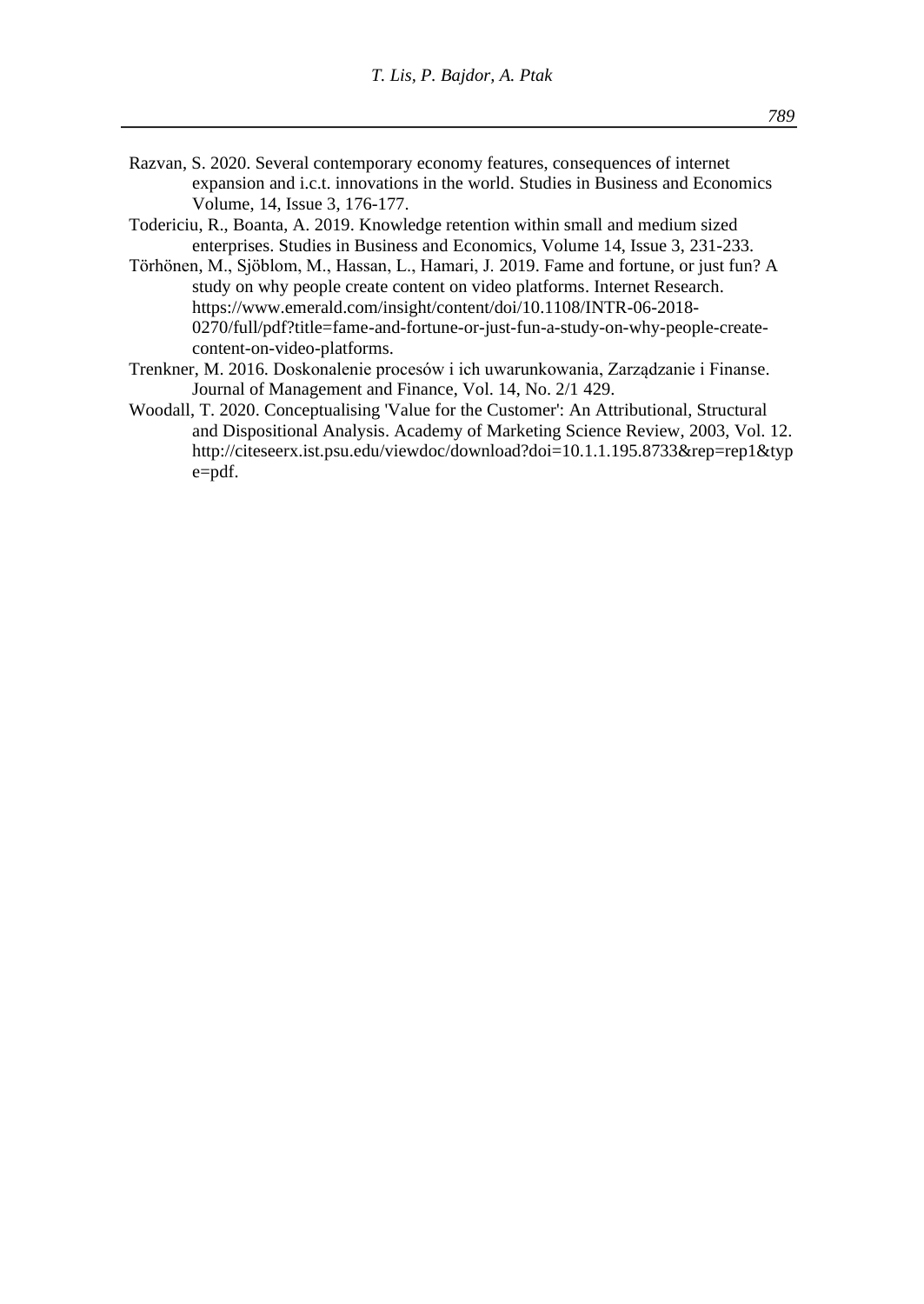Razvan, S. 2020. Several contemporary economy features, consequences of internet expansion and i.c.t. innovations in the world. Studies in Business and Economics Volume, 14, Issue 3, 176-177.

Todericiu, R., Boanta, A. 2019. Knowledge retention within small and medium sized enterprises. Studies in Business and Economics, Volume 14, Issue 3, 231-233.

Törhönen, M., Sjöblom, M., Hassan, L., Hamari, J. 2019. Fame and fortune, or just fun? A study on why people create content on video platforms. Internet Research. https://www.emerald.com/insight/content/doi/10.1108/INTR-06-2018-0270/full/pdf?title=fame-and-fortune-or-just-fun-a-study-on-why-people-create-content-on-video-platforms.

Trenkner, M. 2016. Doskonalenie procesów i ich uwarunkowania, Zarządzanie i Finanse. Journal of Management and Finance, Vol. 14, No. 2/1 429.

Woodall, T. 2020. Conceptualising 'Value for the Customer': An Attributional, Structural and Dispositional Analysis. Academy of Marketing Science Review, 2003, Vol. 12. http://citeseerx.ist.psu.edu/viewdoc/download?doi=10.1.1.195.8733&rep=rep1&type=pdf.